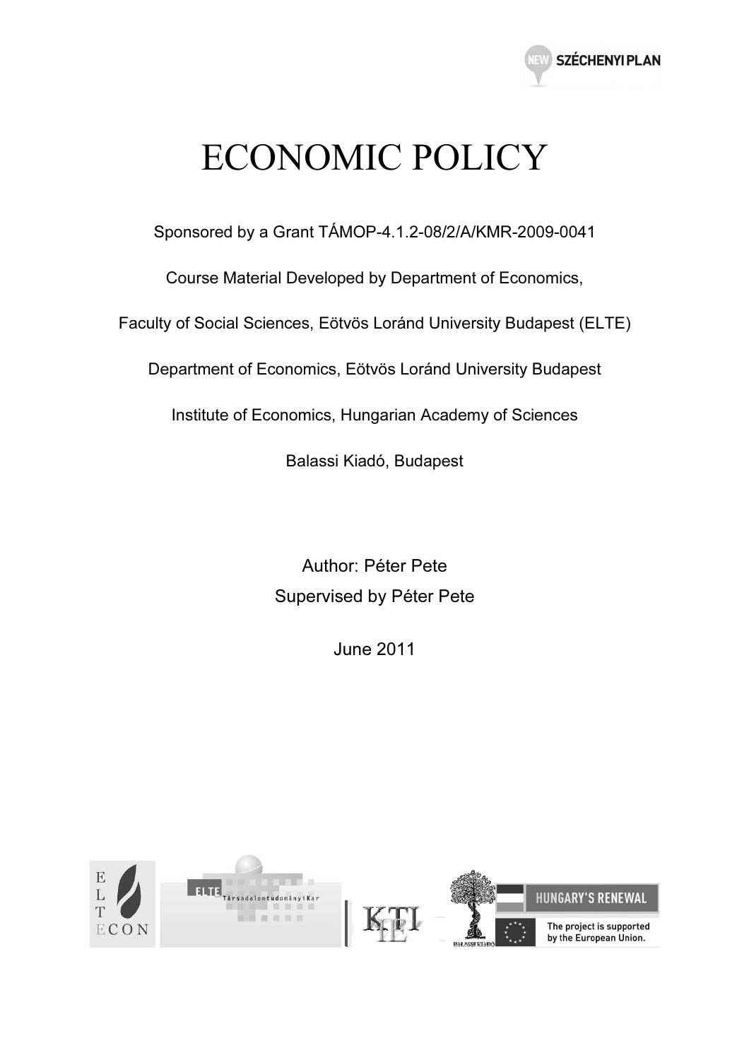# ECONOMIC POLICY

Sponsored by a Grant TÁMOP-4.1.2-08/2/A/KMR-2009-0041

Course Material Developed by Department of Economics,

Faculty of Social Sciences, Eötvös Loránd University Budapest (ELTE)

Department of Economics, Eötvös Loránd University Budapest

Institute of Economics, Hungarian Academy of Sciences

Balassi Kiadó, Budapest

Author: Péter Pete

Supervised by Péter Pete

June 2011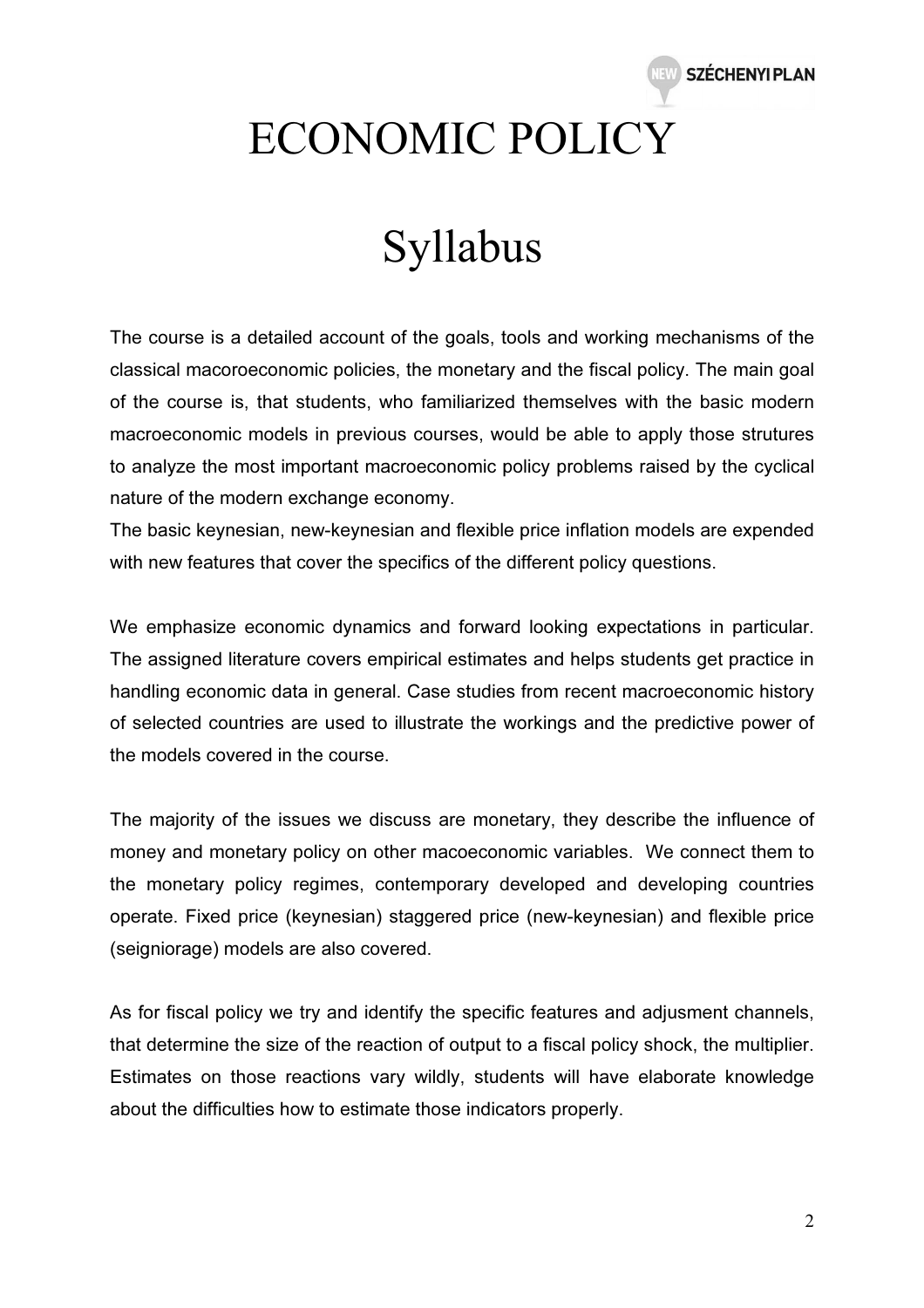# ECONOMIC POLICY

# Syllabus

The course is a detailed account of the goals, tools and working mechanisms of the classical macoroeconomic policies, the monetary and the fiscal policy. The main goal of the course is, that students, who familiarized themselves with the basic modern macroeconomic models in previous courses, would be able to apply those strutures to analyze the most important macroeconomic policy problems raised by the cyclical nature of the modern exchange economy.
The basic keynesian, new-keynesian and flexible price inflation models are expended with new features that cover the specifics of the different policy questions.

We emphasize economic dynamics and forward looking expectations in particular. The assigned literature covers empirical estimates and helps students get practice in handling economic data in general. Case studies from recent macroeconomic history of selected countries are used to illustrate the workings and the predictive power of the models covered in the course.

The majority of the issues we discuss are monetary, they describe the influence of money and monetary policy on other macoeconomic variables. We connect them to the monetary policy regimes, contemporary developed and developing countries operate. Fixed price (keynesian) staggered price (new-keynesian) and flexible price (seigniorage) models are also covered.

As for fiscal policy we try and identify the specific features and adjusment channels, that determine the size of the reaction of output to a fiscal policy shock, the multiplier. Estimates on those reactions vary wildly, students will have elaborate knowledge about the difficulties how to estimate those indicators properly.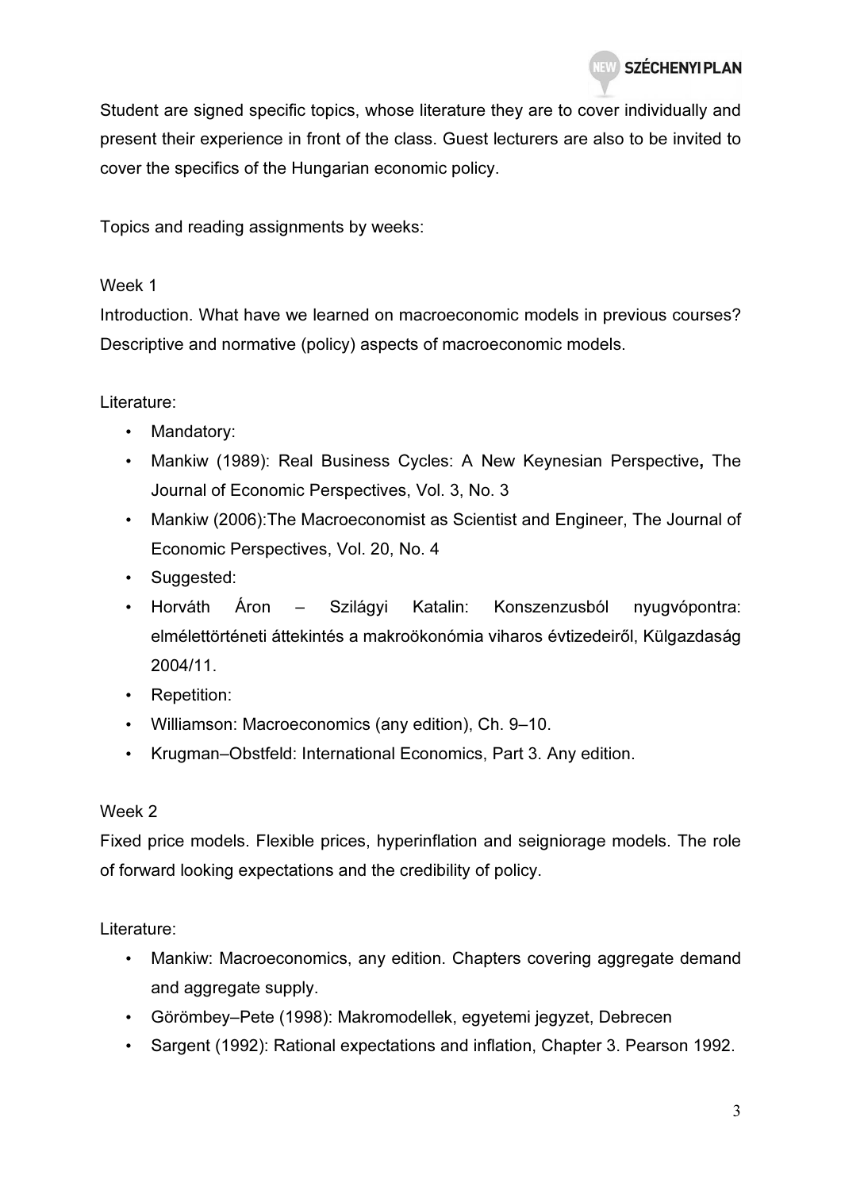Student are signed specific topics, whose literature they are to cover individually and present their experience in front of the class. Guest lecturers are also to be invited to cover the specifics of the Hungarian economic policy.

Topics and reading assignments by weeks:

Week 1

Introduction. What have we learned on macroeconomic models in previous courses? Descriptive and normative (policy) aspects of macroeconomic models.

Literature:

- Mandatory:
- Mankiw (1989): Real Business Cycles: A New Keynesian Perspective**,** The Journal of Economic Perspectives, Vol. 3, No. 3
- Mankiw (2006):The Macroeconomist as Scientist and Engineer, The Journal of Economic Perspectives, Vol. 20, No. 4
- Suggested:
- Horváth Áron – Szilágyi Katalin: Konszenzusból nyugvópontra: elmélettörténeti áttekintés a makroökonómia viharos évtizedeiről, Külgazdaság 2004/11.
- Repetition:
- Williamson: Macroeconomics (any edition), Ch. 9–10.
- Krugman–Obstfeld: International Economics, Part 3. Any edition.

Week 2

Fixed price models. Flexible prices, hyperinflation and seigniorage models. The role of forward looking expectations and the credibility of policy.

Literature:

- Mankiw: Macroeconomics, any edition. Chapters covering aggregate demand and aggregate supply.
- Görömbey–Pete (1998): Makromodellek, egyetemi jegyzet, Debrecen
- Sargent (1992): Rational expectations and inflation, Chapter 3. Pearson 1992.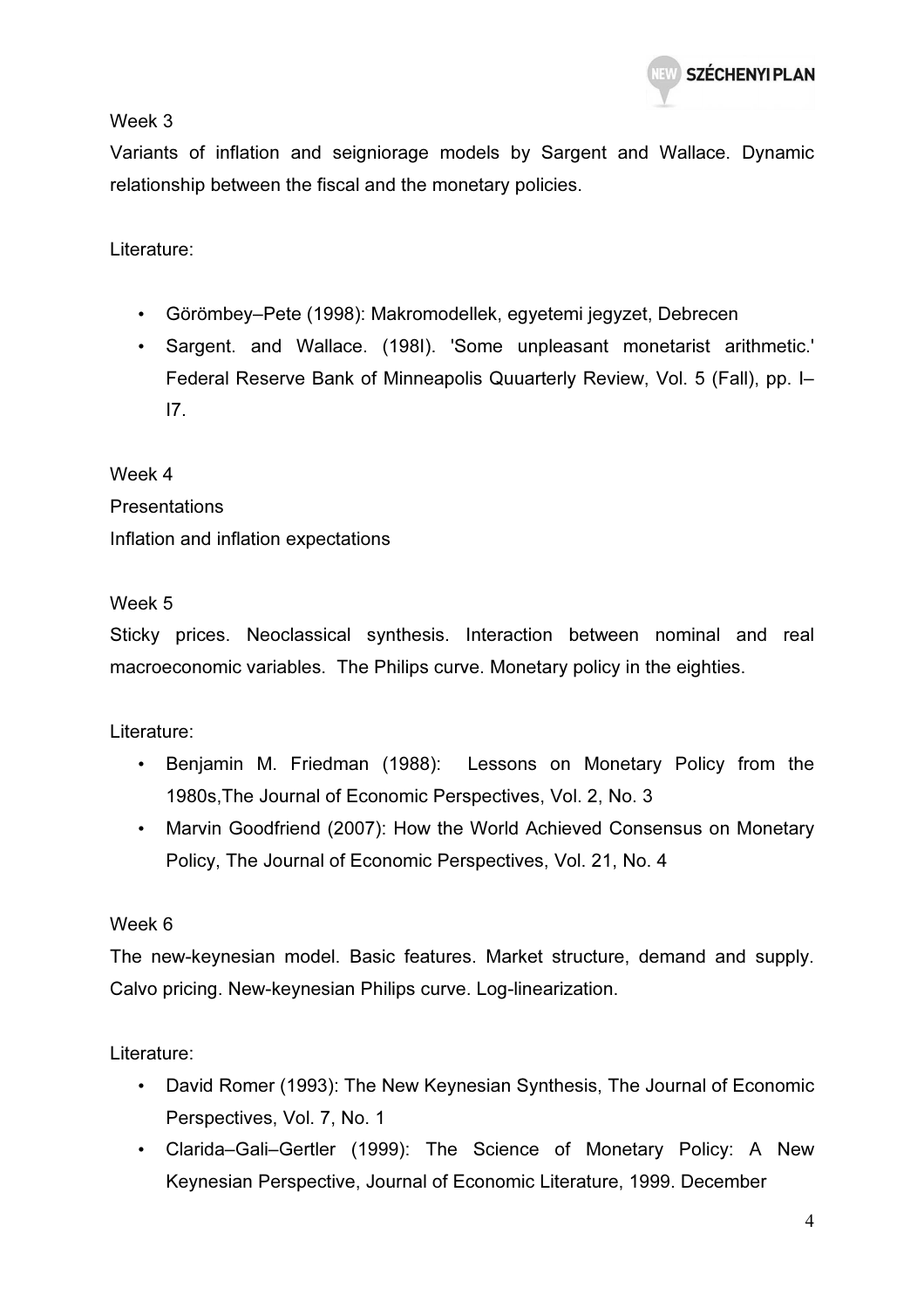Week 3

Variants of inflation and seigniorage models by Sargent and Wallace. Dynamic relationship between the fiscal and the monetary policies.

Literature:

- Görömbey–Pete (1998): Makromodellek, egyetemi jegyzet, Debrecen
- Sargent. and Wallace. (198I). 'Some unpleasant monetarist arithmetic.' Federal Reserve Bank of Minneapolis Quuarterly Review, Vol. 5 (Fall), pp. I–I7.

Week 4

Presentations

Inflation and inflation expectations

Week 5

Sticky prices. Neoclassical synthesis. Interaction between nominal and real macroeconomic variables. The Philips curve. Monetary policy in the eighties.

Literature:

- Benjamin M. Friedman (1988): Lessons on Monetary Policy from the 1980s,The Journal of Economic Perspectives, Vol. 2, No. 3
- Marvin Goodfriend (2007): How the World Achieved Consensus on Monetary Policy, The Journal of Economic Perspectives, Vol. 21, No. 4

Week 6

The new-keynesian model. Basic features. Market structure, demand and supply. Calvo pricing. New-keynesian Philips curve. Log-linearization.

Literature:

- David Romer (1993): The New Keynesian Synthesis, The Journal of Economic Perspectives, Vol. 7, No. 1
- Clarida–Gali–Gertler (1999): The Science of Monetary Policy: A New Keynesian Perspective, Journal of Economic Literature, 1999. December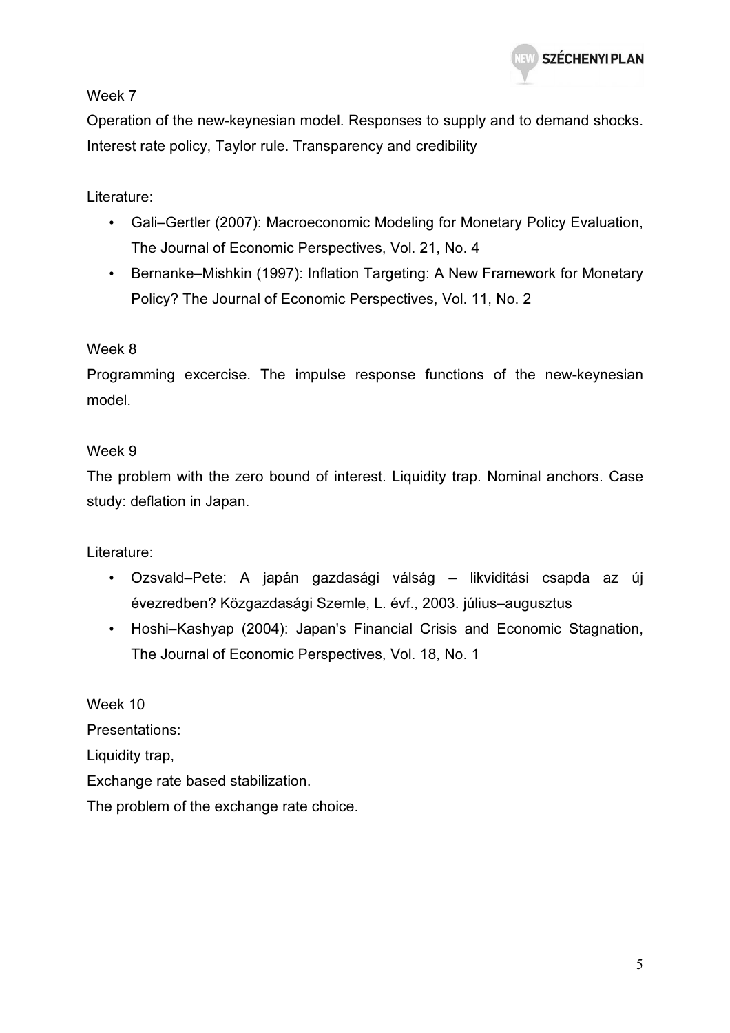Week 7

Operation of the new-keynesian model. Responses to supply and to demand shocks. Interest rate policy, Taylor rule. Transparency and credibility

Literature:

- Gali–Gertler (2007): Macroeconomic Modeling for Monetary Policy Evaluation, The Journal of Economic Perspectives, Vol. 21, No. 4
- Bernanke–Mishkin (1997): Inflation Targeting: A New Framework for Monetary Policy? The Journal of Economic Perspectives, Vol. 11, No. 2

Week 8

Programming excercise. The impulse response functions of the new-keynesian model.

Week 9

The problem with the zero bound of interest. Liquidity trap. Nominal anchors. Case study: deflation in Japan.

Literature:

- Ozsvald–Pete: A japán gazdasági válság – likviditási csapda az új évezredben? Közgazdasági Szemle, L. évf., 2003. július–augusztus
- Hoshi–Kashyap (2004): Japan's Financial Crisis and Economic Stagnation, The Journal of Economic Perspectives, Vol. 18, No. 1

Week 10

Presentations:

Liquidity trap,

Exchange rate based stabilization.

The problem of the exchange rate choice.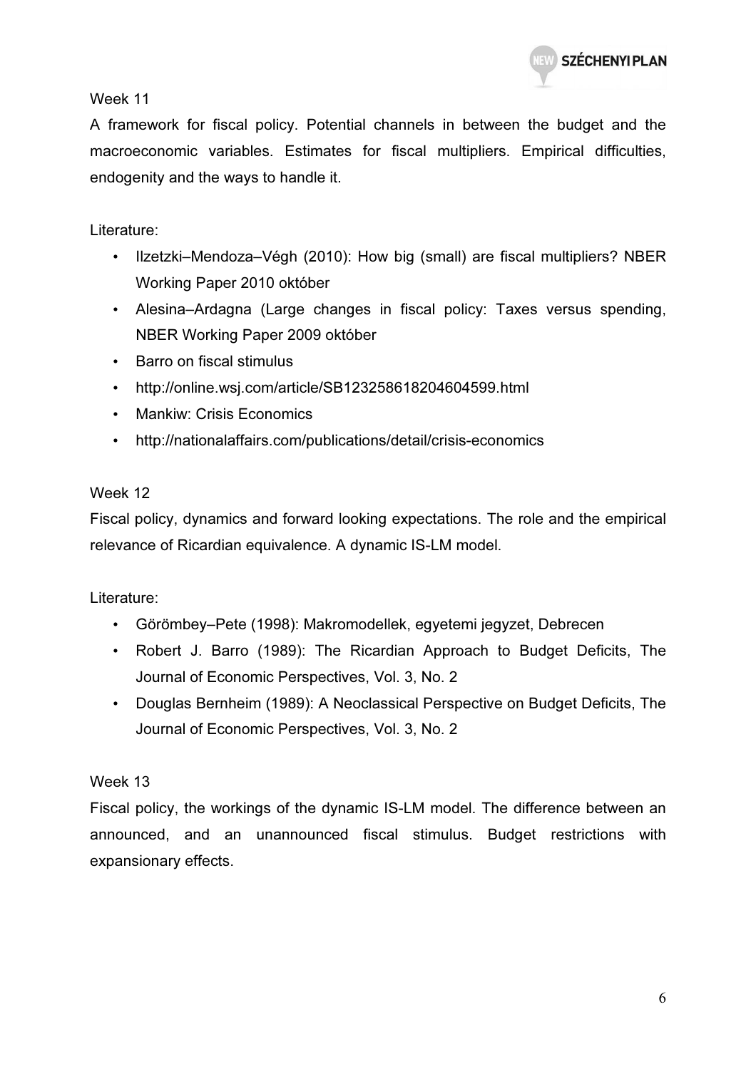Week 11

A framework for fiscal policy. Potential channels in between the budget and the macroeconomic variables. Estimates for fiscal multipliers. Empirical difficulties, endogenity and the ways to handle it.

Literature:

- Ilzetzki–Mendoza–Végh (2010): How big (small) are fiscal multipliers? NBER Working Paper 2010 október
- Alesina–Ardagna (Large changes in fiscal policy: Taxes versus spending, NBER Working Paper 2009 október
- Barro on fiscal stimulus
- http://online.wsj.com/article/SB123258618204604599.html
- Mankiw: Crisis Economics
- http://nationalaffairs.com/publications/detail/crisis-economics

Week 12

Fiscal policy, dynamics and forward looking expectations. The role and the empirical relevance of Ricardian equivalence. A dynamic IS-LM model.

Literature:

- Görömbey–Pete (1998): Makromodellek, egyetemi jegyzet, Debrecen
- Robert J. Barro (1989): The Ricardian Approach to Budget Deficits, The Journal of Economic Perspectives, Vol. 3, No. 2
- Douglas Bernheim (1989): A Neoclassical Perspective on Budget Deficits, The Journal of Economic Perspectives, Vol. 3, No. 2

Week 13

Fiscal policy, the workings of the dynamic IS-LM model. The difference between an announced, and an unannounced fiscal stimulus. Budget restrictions with expansionary effects.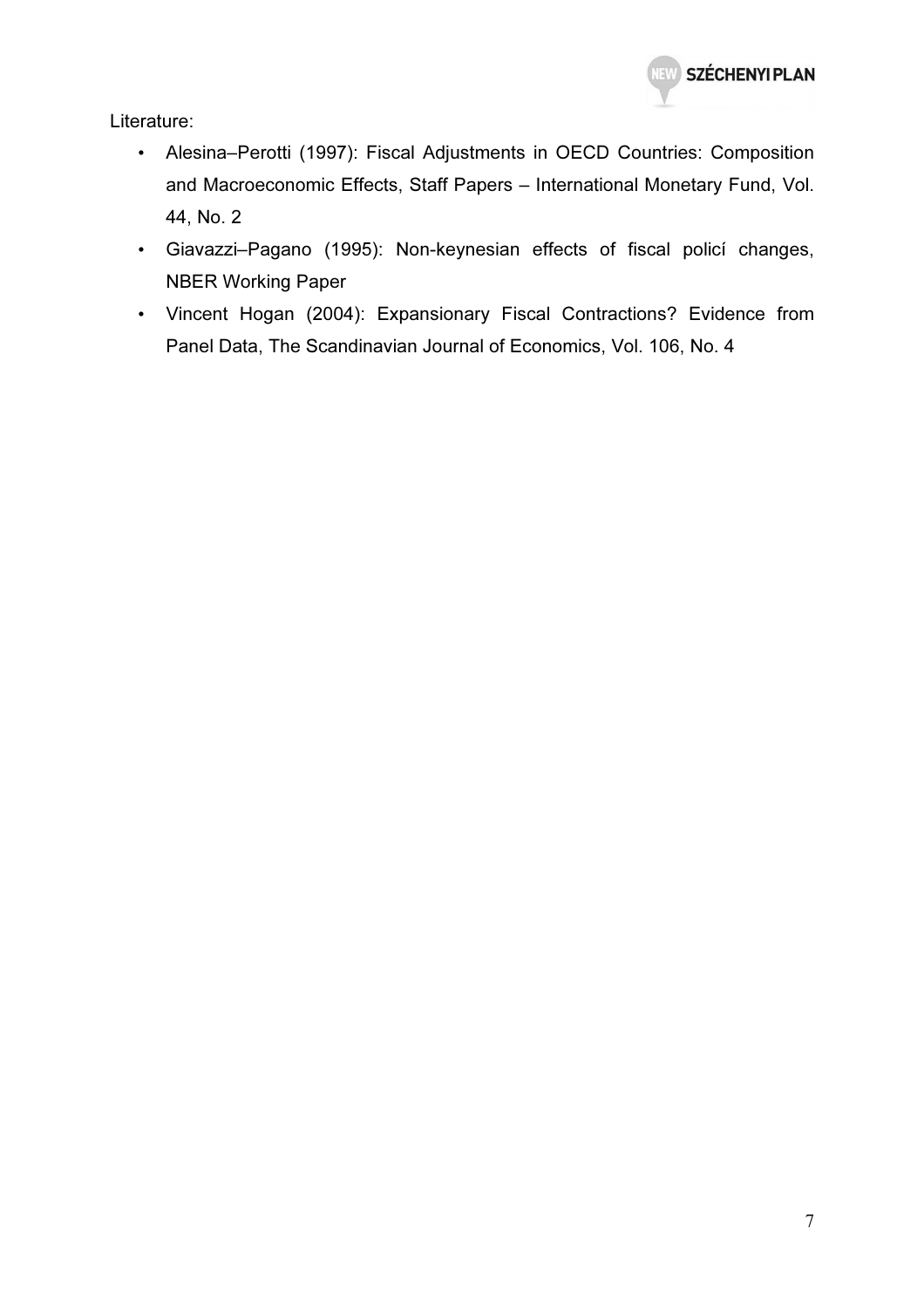Literature:

- Alesina–Perotti (1997): Fiscal Adjustments in OECD Countries: Composition and Macroeconomic Effects, Staff Papers – International Monetary Fund, Vol. 44, No. 2
- Giavazzi–Pagano (1995): Non-keynesian effects of fiscal policí changes, NBER Working Paper
- Vincent Hogan (2004): Expansionary Fiscal Contractions? Evidence from Panel Data, The Scandinavian Journal of Economics, Vol. 106, No. 4